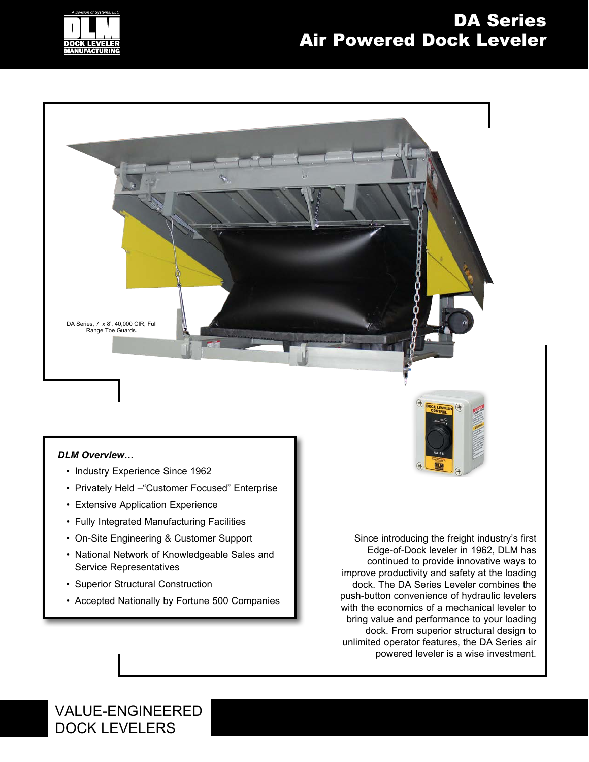# DA Series
# Air Powered Dock Leveler

DA Series, 7' x 8', 40,000 CIR, Full Range Toe Guards.

***DLM Overview…***

- Industry Experience Since 1962
- Privately Held –"Customer Focused" Enterprise
- Extensive Application Experience
- Fully Integrated Manufacturing Facilities
- On-Site Engineering & Customer Support
- National Network of Knowledgeable Sales and Service Representatives
- Superior Structural Construction
- Accepted Nationally by Fortune 500 Companies

Since introducing the freight industry's first Edge-of-Dock leveler in 1962, DLM has continued to provide innovative ways to improve productivity and safety at the loading dock. The DA Series Leveler combines the push-button convenience of hydraulic levelers with the economics of a mechanical leveler to bring value and performance to your loading dock. From superior structural design to unlimited operator features, the DA Series air powered leveler is a wise investment.

VALUE-ENGINEERED DOCK LEVELERS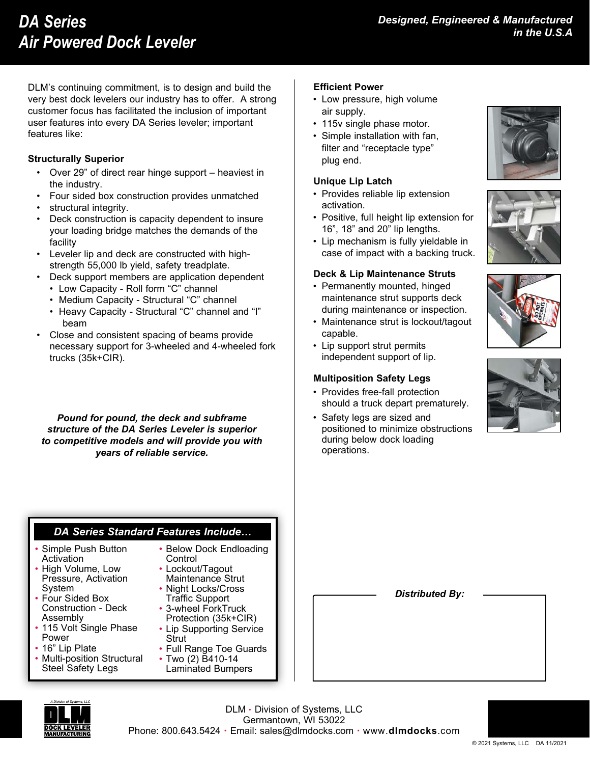# DA Series Air Powered Dock Leveler

***Designed, Engineered & Manufactured in the U.S.A***

DLM's continuing commitment, is to design and build the very best dock levelers our industry has to offer. A strong customer focus has facilitated the inclusion of important user features into every DA Series leveler; important features like:

### Structurally Superior

- Over 29" of direct rear hinge support – heaviest in the industry.
- Four sided box construction provides unmatched
- structural integrity.
- Deck construction is capacity dependent to insure your loading bridge matches the demands of the facility
- Leveler lip and deck are constructed with high-strength 55,000 lb yield, safety treadplate.
- Deck support members are application dependent
  - Low Capacity - Roll form "C" channel
  - Medium Capacity - Structural "C" channel
  - Heavy Capacity - Structural "C" channel and "I" beam
- Close and consistent spacing of beams provide necessary support for 3-wheeled and 4-wheeled fork trucks (35k+CIR).

***Pound for pound, the deck and subframe structure of the DA Series Leveler is superior to competitive models and will provide you with years of reliable service.***

### Efficient Power

- Low pressure, high volume air supply.
- 115v single phase motor.
- Simple installation with fan, filter and "receptacle type" plug end.

### Unique Lip Latch

- Provides reliable lip extension activation.
- Positive, full height lip extension for 16", 18" and 20" lip lengths.
- Lip mechanism is fully yieldable in case of impact with a backing truck.

### Deck & Lip Maintenance Struts

- Permanently mounted, hinged maintenance strut supports deck during maintenance or inspection.
- Maintenance strut is lockout/tagout capable.
- Lip support strut permits independent support of lip.

### Multiposition Safety Legs

- Provides free-fall protection should a truck depart prematurely.
- Safety legs are sized and positioned to minimize obstructions during below dock loading operations.

### *DA Series Standard Features Include…*

- Simple Push Button Activation
- High Volume, Low Pressure, Activation System
- Four Sided Box Construction - Deck Assembly
- 115 Volt Single Phase Power
- 16" Lip Plate
- Multi-position Structural Steel Safety Legs
- Below Dock Endloading Control
- Lockout/Tagout Maintenance Strut
- Night Locks/Cross Traffic Support
- 3-wheel ForkTruck Protection (35k+CIR)
- Lip Supporting Service Strut
- Full Range Toe Guards
- Two (2) B410-14 Laminated Bumpers

*Distributed By:*

DLM · Division of Systems, LLC
Germantown, WI 53022
Phone: 800.643.5424 · Email: sales@dlmdocks.com · www.**dlmdocks**.com

© 2021 Systems, LLC DA 11/2021